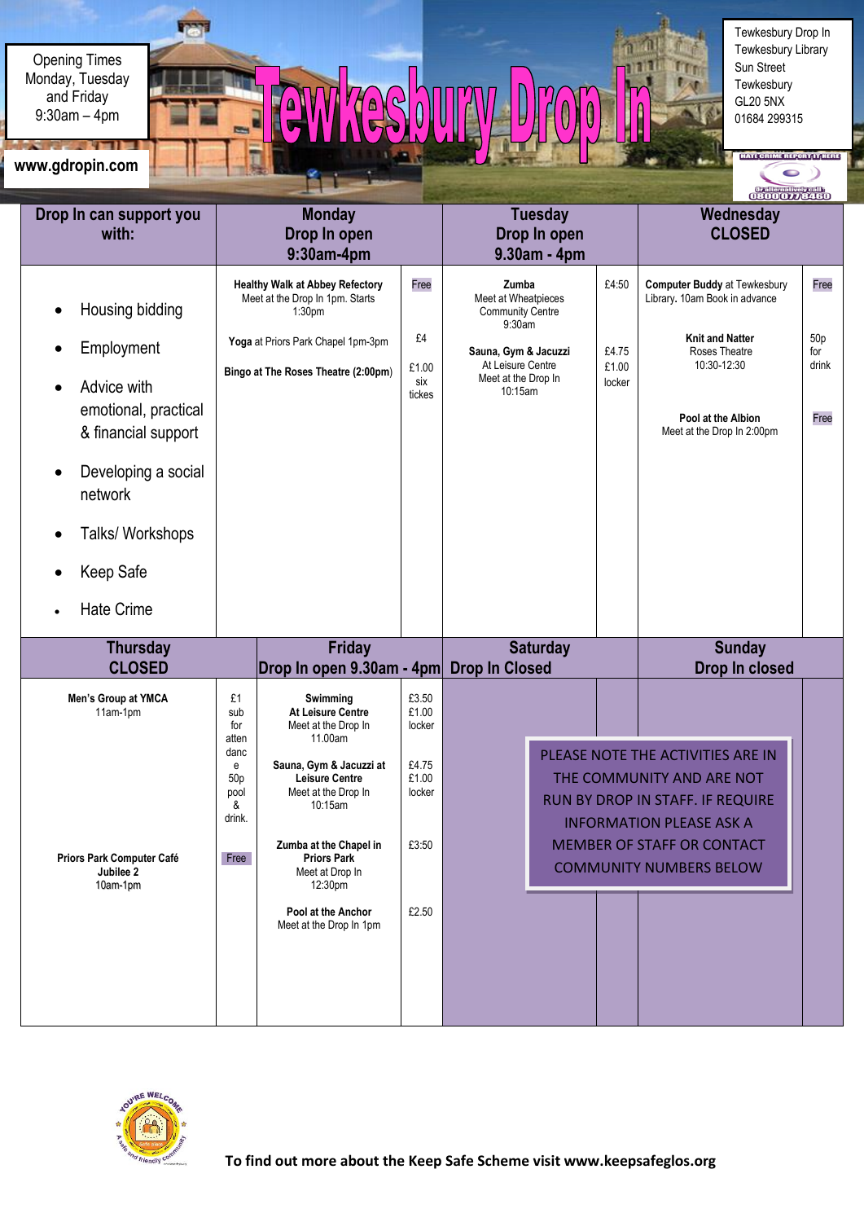Opening Times
Monday, Tuesday and Friday
9:30am – 4pm

www.gdropin.com

# Tewkesbury Drop In

Tewkesbury Drop In
Tewkesbury Library
Sun Street
Tewkesbury
GL20 5NX
01684 299315

HATE CRIME REPORT IT HERE
Or alternatively call: 0800 077 8450

| Drop In can support you with: | Monday Drop In open 9:30am-4pm | | Tuesday Drop In open 9.30am - 4pm | | Wednesday CLOSED | |
|---|---|---|---|---|---|---|
| • Housing bidding<br>• Employment<br>• Advice with emotional, practical & financial support<br>• Developing a social network<br>• Talks/ Workshops<br>• Keep Safe<br>• Hate Crime | **Healthy Walk at Abbey Refectory** Meet at the Drop In 1pm. Starts 1:30pm<br><br>**Yoga** at Priors Park Chapel 1pm-3pm<br><br>**Bingo at The Roses Theatre (2:00pm)** | Free<br><br>£4<br><br>£1.00 six tickes | **Zumba** Meet at Wheatpieces Community Centre 9:30am<br><br>**Sauna, Gym & Jacuzzi** At Leisure Centre Meet at the Drop In 10:15am | £4:50<br><br>£4.75<br>£1.00 locker | **Computer Buddy** at Tewkesbury Library. 10am Book in advance<br><br>**Knit and Natter** Roses Theatre 10:30-12:30<br><br>**Pool at the Albion** Meet at the Drop In 2:00pm | Free<br><br>50p for drink<br><br>Free |

| Thursday CLOSED | | Friday Drop In open 9.30am - 4pm | | Saturday Drop In Closed | | Sunday Drop In closed | |
|---|---|---|---|---|---|---|---|
| **Men's Group at YMCA** 11am-1pm<br><br>**Priors Park Computer Café Jubilee 2** 10am-1pm | £1 sub for attendance 50p pool & drink.<br><br>Free | **Swimming At Leisure Centre** Meet at the Drop In 11.00am<br><br>**Sauna, Gym & Jacuzzi at Leisure Centre** Meet at the Drop In 10:15am<br><br>**Zumba at the Chapel in Priors Park** Meet at Drop In 12:30pm<br><br>**Pool at the Anchor** Meet at the Drop In 1pm | £3.50<br>£1.00 locker<br><br>£4.75<br>£1.00 locker<br><br>£3:50<br><br>£2.50 | | | | |

PLEASE NOTE THE ACTIVITIES ARE IN THE COMMUNITY AND ARE NOT RUN BY DROP IN STAFF. IF REQUIRE INFORMATION PLEASE ASK A MEMBER OF STAFF OR CONTACT COMMUNITY NUMBERS BELOW

YOU'RE WELCOME – A Safe and friendly community

**To find out more about the Keep Safe Scheme visit www.keepsafeglos.org**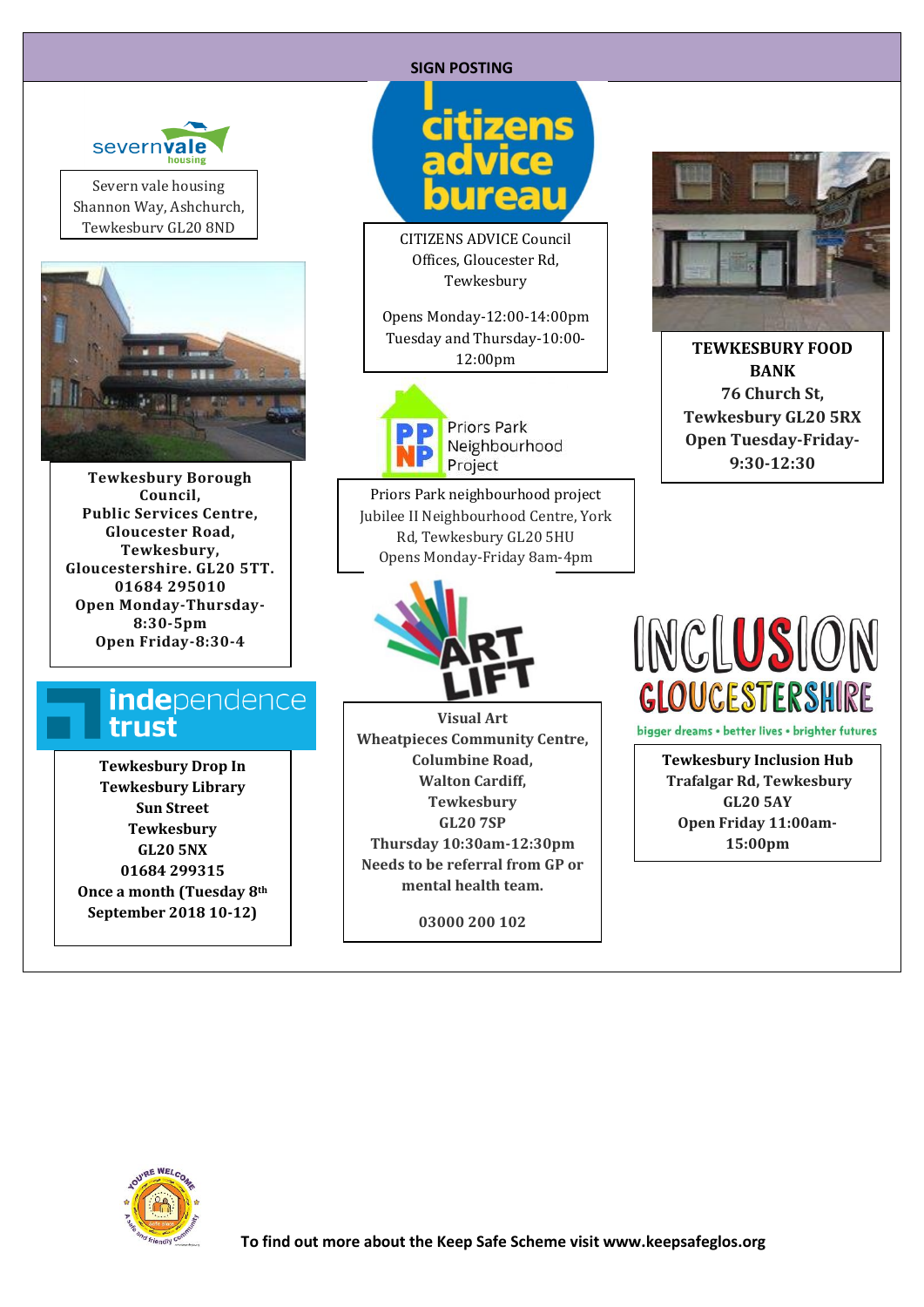## SIGN POSTING

Severn vale housing
Shannon Way, Ashchurch,
Tewkesbury GL20 8ND

**Tewkesbury Borough Council,**
**Public Services Centre,**
**Gloucester Road,**
**Tewkesbury,**
**Gloucestershire. GL20 5TT.**
**01684 295010**
**Open Monday-Thursday-8:30-5pm**
**Open Friday-8:30-4**

**Tewkesbury Drop In**
**Tewkesbury Library**
**Sun Street**
**Tewkesbury**
**GL20 5NX**
**01684 299315**
**Once a month (Tuesday 8th September 2018 10-12)**

CITIZENS ADVICE Council Offices, Gloucester Rd, Tewkesbury

Opens Monday-12:00-14:00pm
Tuesday and Thursday-10:00-12:00pm

Priors Park neighbourhood project
Jubilee II Neighbourhood Centre, York Rd, Tewkesbury GL20 5HU
Opens Monday-Friday 8am-4pm

**Visual Art**
**Wheatpieces Community Centre,**
**Columbine Road,**
**Walton Cardiff,**
**Tewkesbury**
**GL20 7SP**
**Thursday 10:30am-12:30pm**
**Needs to be referral from GP or mental health team.**

**03000 200 102**

**TEWKESBURY FOOD BANK**
**76 Church St,**
**Tewkesbury GL20 5RX**
**Open Tuesday-Friday-9:30-12:30**

INCLUSION GLOUCESTERSHIRE
bigger dreams • better lives • brighter futures

**Tewkesbury Inclusion Hub**
**Trafalgar Rd, Tewkesbury**
**GL20 5AY**
**Open Friday 11:00am-15:00pm**

**To find out more about the Keep Safe Scheme visit www.keepsafeglos.org**